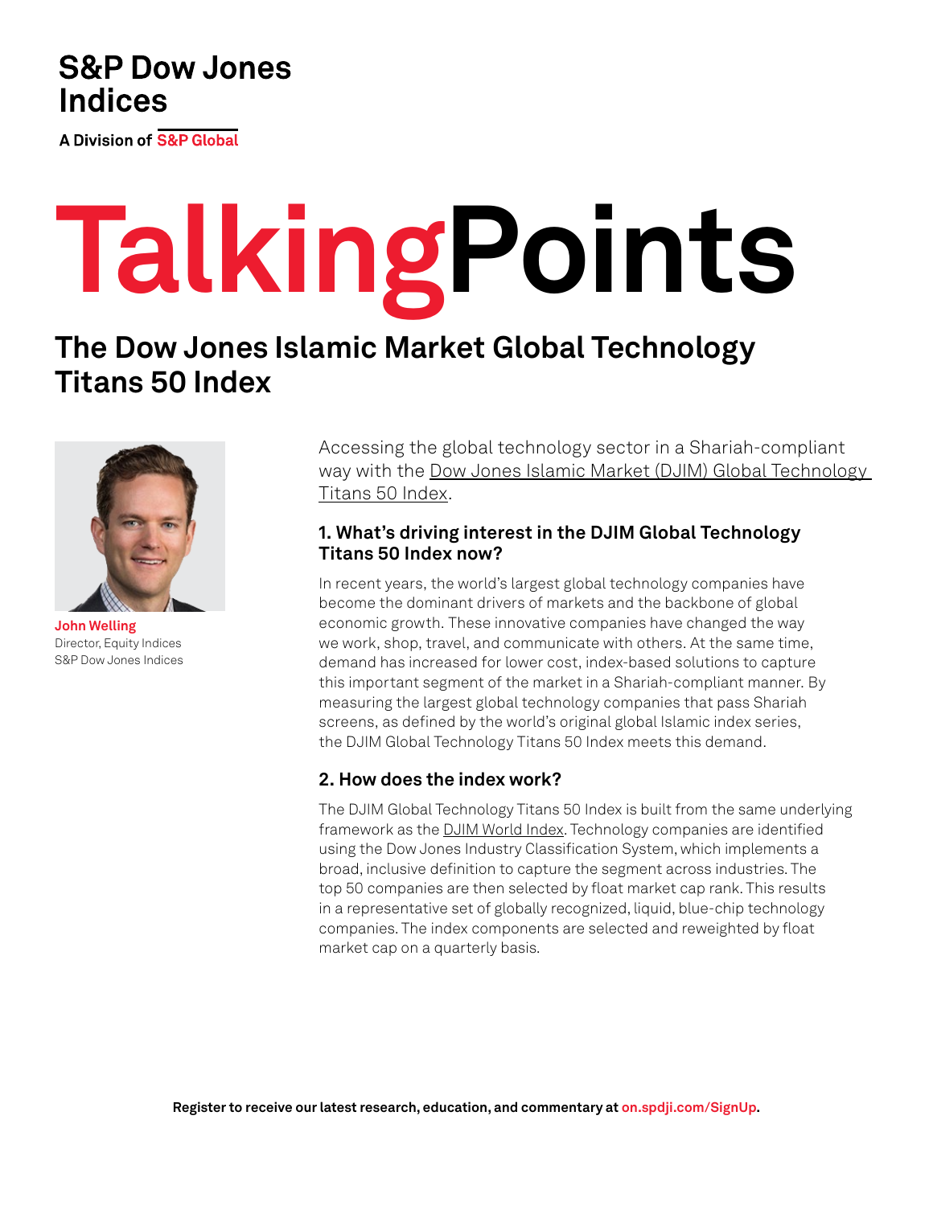S&P Dow Jones Indices

A Division of S&P Global

# TalkingPoints

## The Dow Jones Islamic Market Global Technology Titans 50 Index

**John Welling**
Director, Equity Indices
S&P Dow Jones Indices

Accessing the global technology sector in a Shariah-compliant way with the Dow Jones Islamic Market (DJIM) Global Technology Titans 50 Index.

### 1. What's driving interest in the DJIM Global Technology Titans 50 Index now?

In recent years, the world's largest global technology companies have become the dominant drivers of markets and the backbone of global economic growth. These innovative companies have changed the way we work, shop, travel, and communicate with others. At the same time, demand has increased for lower cost, index-based solutions to capture this important segment of the market in a Shariah-compliant manner. By measuring the largest global technology companies that pass Shariah screens, as defined by the world's original global Islamic index series, the DJIM Global Technology Titans 50 Index meets this demand.

### 2. How does the index work?

The DJIM Global Technology Titans 50 Index is built from the same underlying framework as the DJIM World Index. Technology companies are identified using the Dow Jones Industry Classification System, which implements a broad, inclusive definition to capture the segment across industries. The top 50 companies are then selected by float market cap rank. This results in a representative set of globally recognized, liquid, blue-chip technology companies. The index components are selected and reweighted by float market cap on a quarterly basis.

**Register to receive our latest research, education, and commentary at on.spdji.com/SignUp.**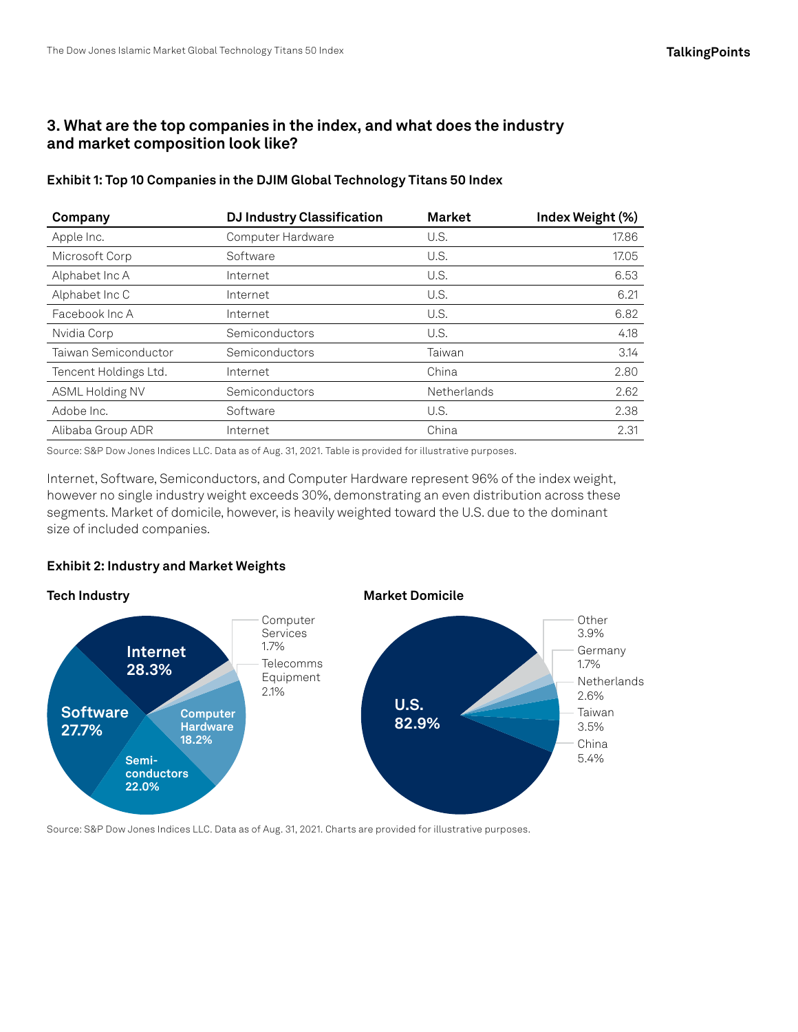## 3. What are the top companies in the index, and what does the industry and market composition look like?

**Exhibit 1: Top 10 Companies in the DJIM Global Technology Titans 50 Index**

| Company | DJ Industry Classification | Market | Index Weight (%) |
|---|---|---|---|
| Apple Inc. | Computer Hardware | U.S. | 17.86 |
| Microsoft Corp | Software | U.S. | 17.05 |
| Alphabet Inc A | Internet | U.S. | 6.53 |
| Alphabet Inc C | Internet | U.S. | 6.21 |
| Facebook Inc A | Internet | U.S. | 6.82 |
| Nvidia Corp | Semiconductors | U.S. | 4.18 |
| Taiwan Semiconductor | Semiconductors | Taiwan | 3.14 |
| Tencent Holdings Ltd. | Internet | China | 2.80 |
| ASML Holding NV | Semiconductors | Netherlands | 2.62 |
| Adobe Inc. | Software | U.S. | 2.38 |
| Alibaba Group ADR | Internet | China | 2.31 |

Source: S&P Dow Jones Indices LLC. Data as of Aug. 31, 2021. Table is provided for illustrative purposes.

Internet, Software, Semiconductors, and Computer Hardware represent 96% of the index weight, however no single industry weight exceeds 30%, demonstrating an even distribution across these segments. Market of domicile, however, is heavily weighted toward the U.S. due to the dominant size of included companies.

**Exhibit 2: Industry and Market Weights**

**Tech Industry**

| Industry | Weight |
|---|---|
| Internet | 28.3% |
| Software | 27.7% |
| Semiconductors | 22.0% |
| Computer Hardware | 18.2% |
| Telecomms Equipment | 2.1% |
| Computer Services | 1.7% |

**Market Domicile**

| Market | Weight |
|---|---|
| U.S. | 82.9% |
| China | 5.4% |
| Taiwan | 3.5% |
| Netherlands | 2.6% |
| Germany | 1.7% |
| Other | 3.9% |

Source: S&P Dow Jones Indices LLC. Data as of Aug. 31, 2021. Charts are provided for illustrative purposes.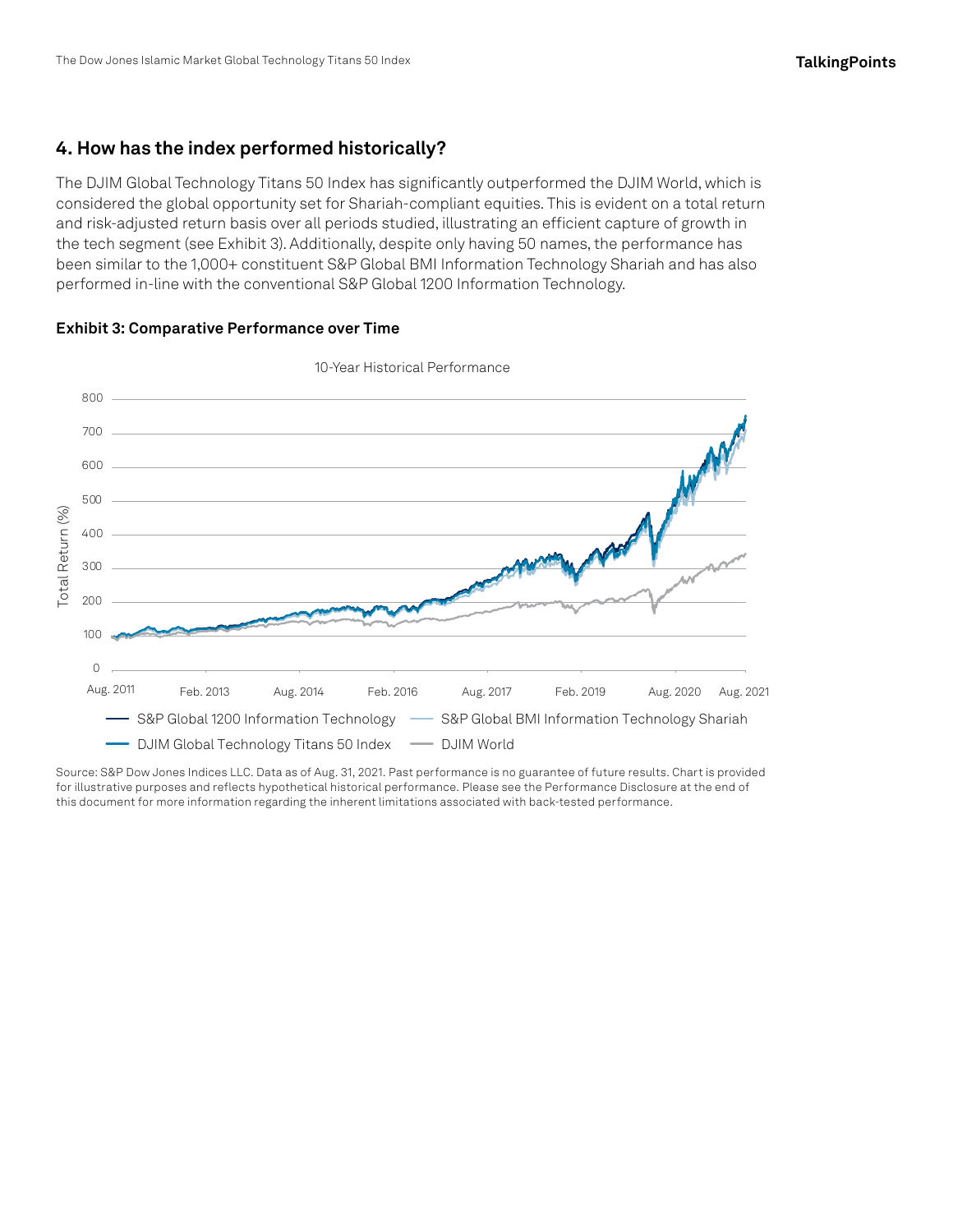## 4. How has the index performed historically?

The DJIM Global Technology Titans 50 Index has significantly outperformed the DJIM World, which is considered the global opportunity set for Shariah-compliant equities. This is evident on a total return and risk-adjusted return basis over all periods studied, illustrating an efficient capture of growth in the tech segment (see Exhibit 3). Additionally, despite only having 50 names, the performance has been similar to the 1,000+ constituent S&P Global BMI Information Technology Shariah and has also performed in-line with the conventional S&P Global 1200 Information Technology.

**Exhibit 3: Comparative Performance over Time**

10-Year Historical Performance

Total Return (%): 0, 100, 200, 300, 400, 500, 600, 700, 800

Aug. 2011, Feb. 2013, Aug. 2014, Feb. 2016, Aug. 2017, Feb. 2019, Aug. 2020, Aug. 2021

S&P Global 1200 Information Technology; S&P Global BMI Information Technology Shariah; DJIM Global Technology Titans 50 Index; DJIM World

Source: S&P Dow Jones Indices LLC. Data as of Aug. 31, 2021. Past performance is no guarantee of future results. Chart is provided for illustrative purposes and reflects hypothetical historical performance. Please see the Performance Disclosure at the end of this document for more information regarding the inherent limitations associated with back-tested performance.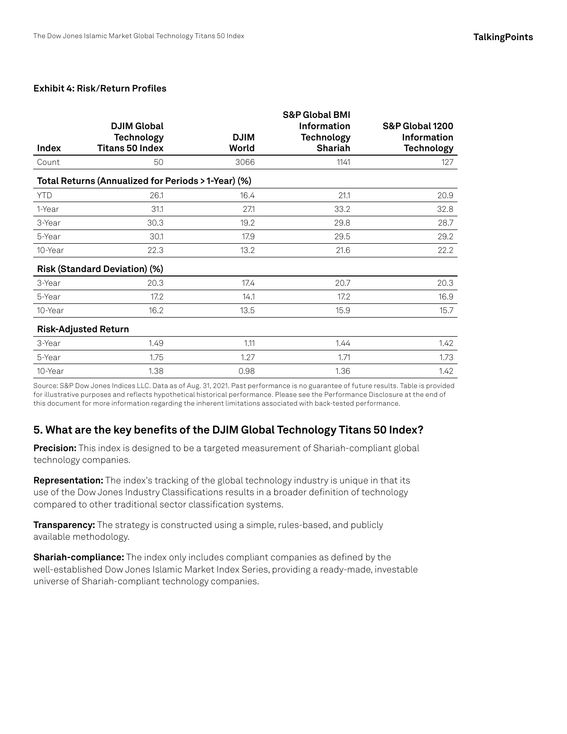**Exhibit 4: Risk/Return Profiles**

| Index | DJIM Global Technology Titans 50 Index | DJIM World | S&P Global BMI Information Technology Shariah | S&P Global 1200 Information Technology |
|---|---|---|---|---|
| Count | 50 | 3066 | 1141 | 127 |
| **Total Returns (Annualized for Periods > 1-Year) (%)** | | | | |
| YTD | 26.1 | 16.4 | 21.1 | 20.9 |
| 1-Year | 31.1 | 27.1 | 33.2 | 32.8 |
| 3-Year | 30.3 | 19.2 | 29.8 | 28.7 |
| 5-Year | 30.1 | 17.9 | 29.5 | 29.2 |
| 10-Year | 22.3 | 13.2 | 21.6 | 22.2 |
| **Risk (Standard Deviation) (%)** | | | | |
| 3-Year | 20.3 | 17.4 | 20.7 | 20.3 |
| 5-Year | 17.2 | 14.1 | 17.2 | 16.9 |
| 10-Year | 16.2 | 13.5 | 15.9 | 15.7 |
| **Risk-Adjusted Return** | | | | |
| 3-Year | 1.49 | 1.11 | 1.44 | 1.42 |
| 5-Year | 1.75 | 1.27 | 1.71 | 1.73 |
| 10-Year | 1.38 | 0.98 | 1.36 | 1.42 |

Source: S&P Dow Jones Indices LLC. Data as of Aug. 31, 2021. Past performance is no guarantee of future results. Table is provided for illustrative purposes and reflects hypothetical historical performance. Please see the Performance Disclosure at the end of this document for more information regarding the inherent limitations associated with back-tested performance.

## 5. What are the key benefits of the DJIM Global Technology Titans 50 Index?

**Precision:** This index is designed to be a targeted measurement of Shariah-compliant global technology companies.

**Representation:** The index's tracking of the global technology industry is unique in that its use of the Dow Jones Industry Classifications results in a broader definition of technology compared to other traditional sector classification systems.

**Transparency:** The strategy is constructed using a simple, rules-based, and publicly available methodology.

**Shariah-compliance:** The index only includes compliant companies as defined by the well-established Dow Jones Islamic Market Index Series, providing a ready-made, investable universe of Shariah-compliant technology companies.